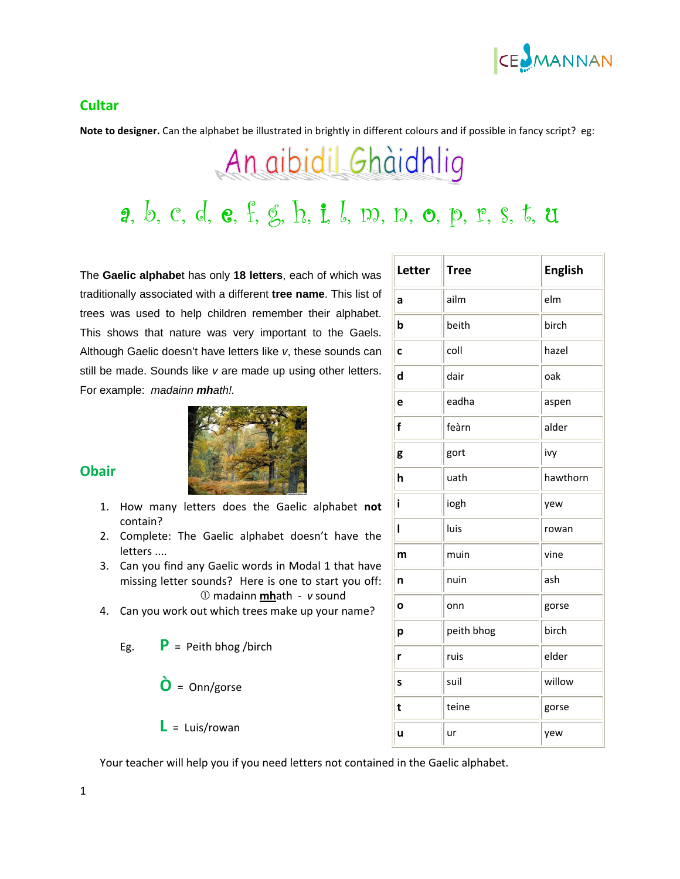## Cultar

**Note to designer.** Can the alphabet be illustrated in brightly in different colours and if possible in fancy script? eg:

An aibidil Ghàidhlig

a, b, c, d, e, f, g, h, i, l, m, n, o, p, r, s, t, u

The **Gaelic alphabe**t has only **18 letters**, each of which was traditionally associated with a different **tree name**. This list of trees was used to help children remember their alphabet. This shows that nature was very important to the Gaels. Although Gaelic doesn't have letters like *v*, these sounds can still be made. Sounds like *v* are made up using other letters. For example: *madainn **mh**ath!.*

| Letter | Tree | English |
|---|---|---|
| **a** | ailm | elm |
| **b** | beith | birch |
| **c** | coll | hazel |
| **d** | dair | oak |
| **e** | eadha | aspen |
| **f** | feàrn | alder |
| **g** | gort | ivy |
| **h** | uath | hawthorn |
| **i** | iogh | yew |
| **l** | luis | rowan |
| **m** | muin | vine |
| **n** | nuin | ash |
| **o** | onn | gorse |
| **p** | peith bhog | birch |
| **r** | ruis | elder |
| **s** | suil | willow |
| **t** | teine | gorse |
| **u** | ur | yew |

## Obair

1. How many letters does the Gaelic alphabet **not** contain?
2. Complete: The Gaelic alphabet doesn't have the letters ....
3. Can you find any Gaelic words in Modal 1 that have missing letter sounds? Here is one to start you off:
   ① madainn **mh**ath - *v* sound
4. Can you work out which trees make up your name?

Eg. **P** = Peith bhog /birch

**Ò** = Onn/gorse

**L** = Luis/rowan

Your teacher will help you if you need letters not contained in the Gaelic alphabet.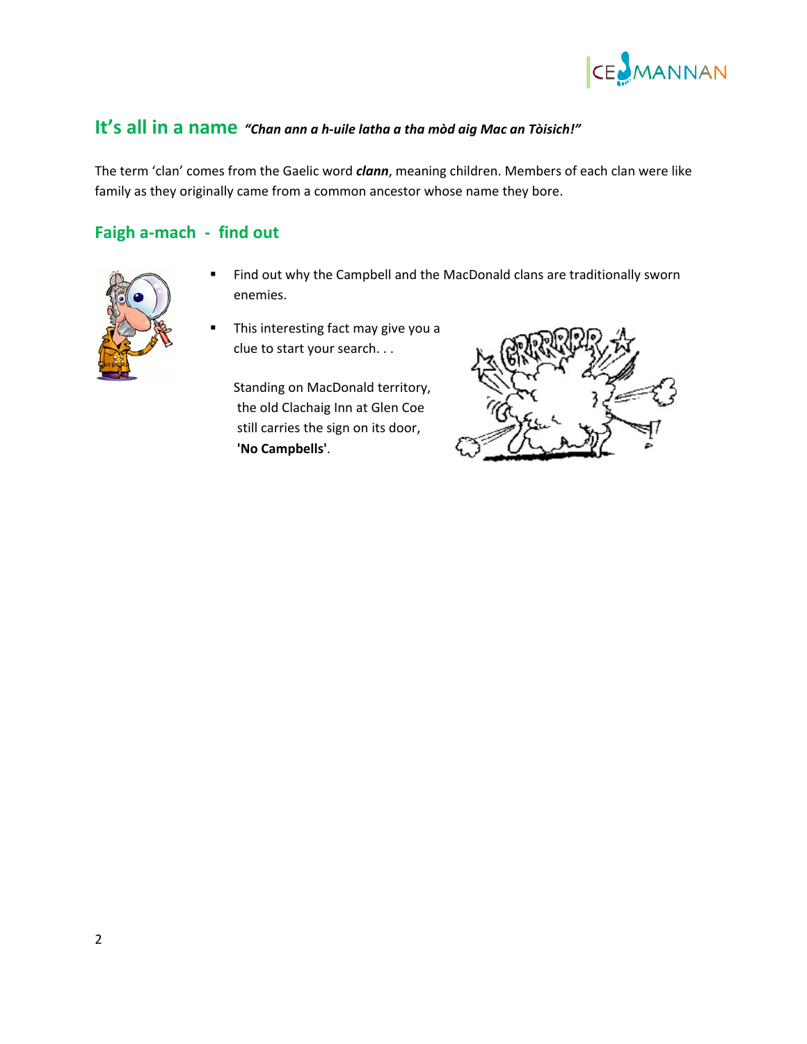## It's all in a name *"Chan ann a h-uile latha a tha mòd aig Mac an Tòisich!"*

The term 'clan' comes from the Gaelic word ***clann***, meaning children. Members of each clan were like family as they originally came from a common ancestor whose name they bore.

## Faigh a-mach - find out

- Find out why the Campbell and the MacDonald clans are traditionally sworn enemies.
- This interesting fact may give you a clue to start your search. . .

  Standing on MacDonald territory, the old Clachaig Inn at Glen Coe still carries the sign on its door, **'No Campbells'**.